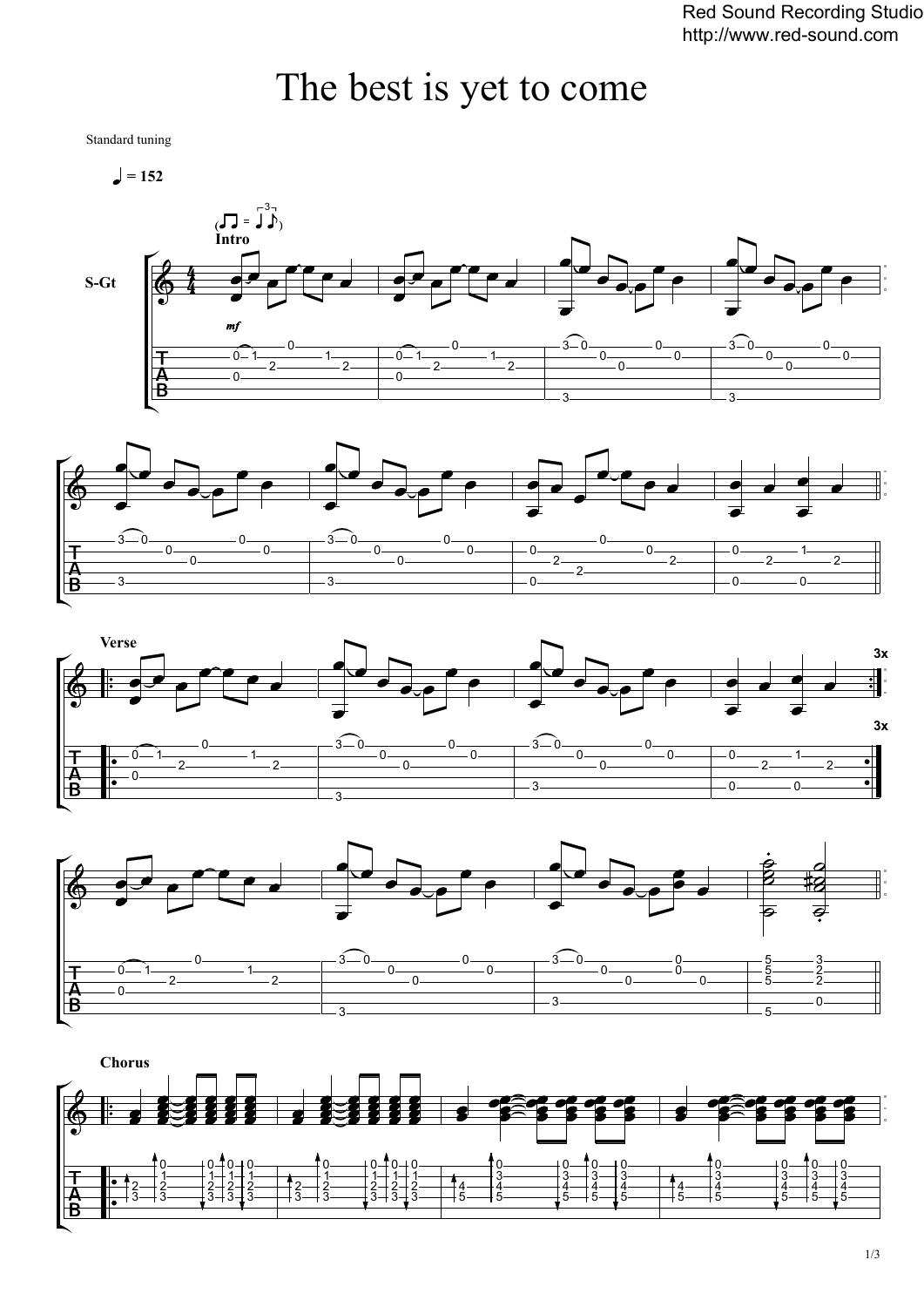# The best is yet to come

Standard tuning

♩ = 152

Intro

S-Gt

*mf*

Verse

3x

Chorus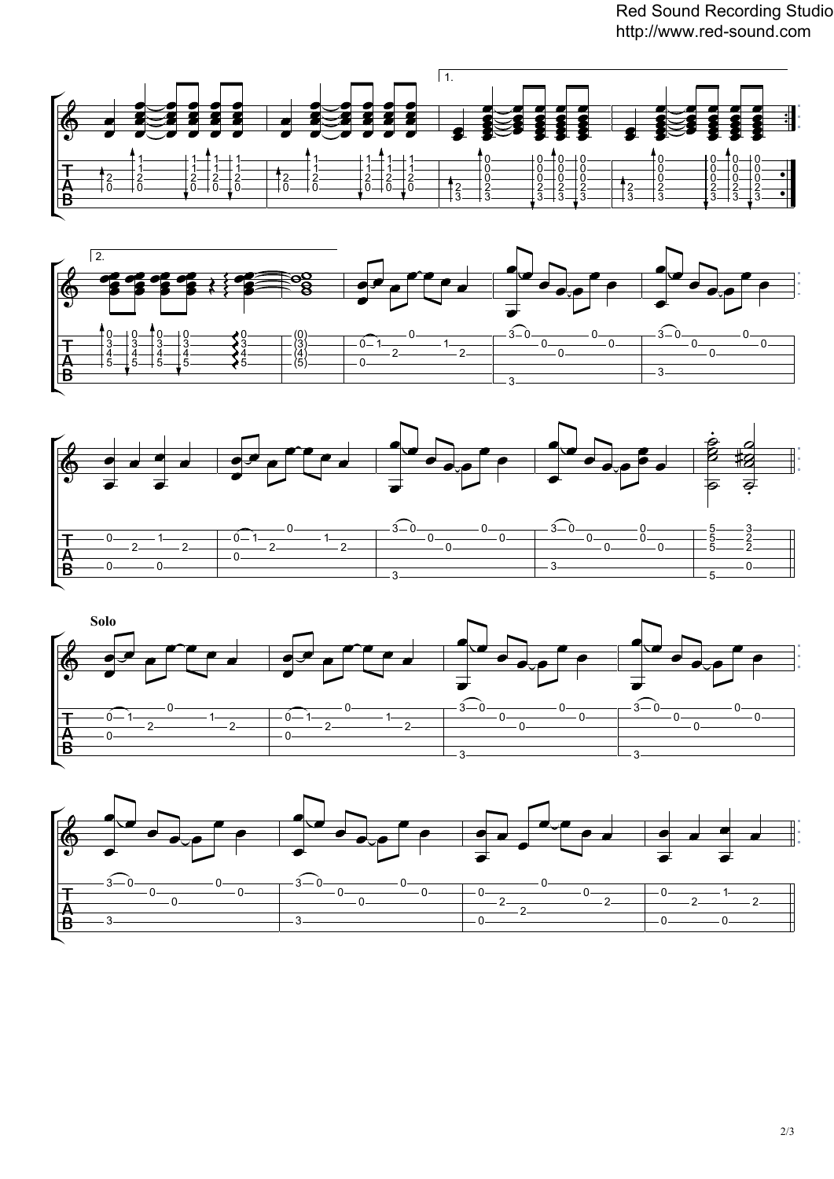**Solo**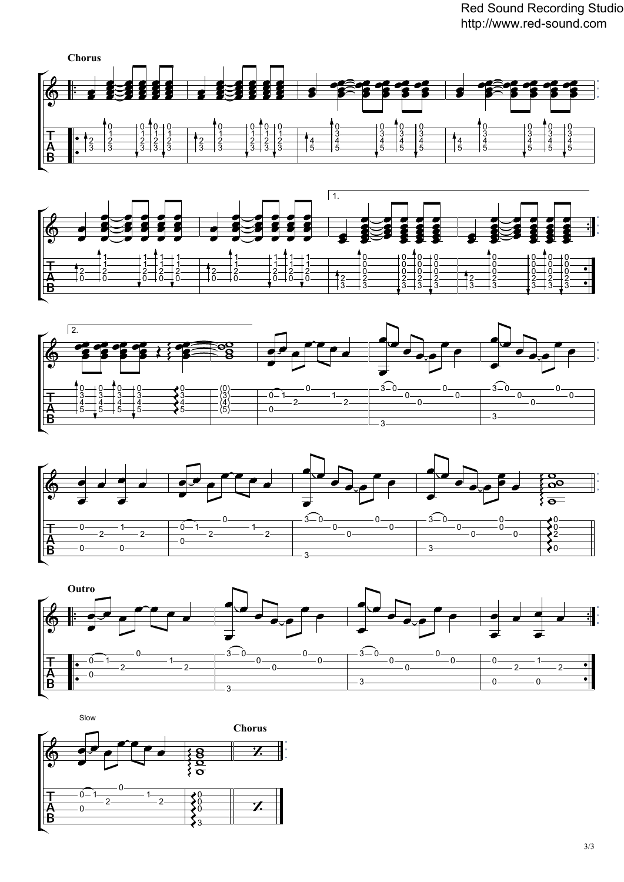**Chorus**

1.

2.

**Outro**

Slow

**Chorus**